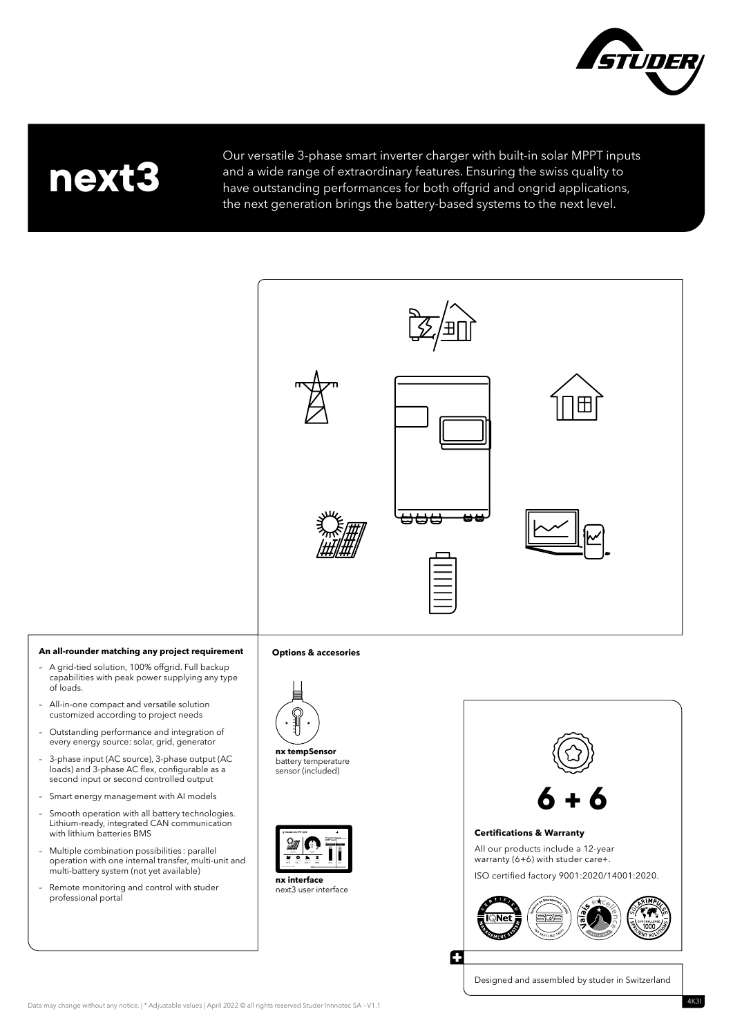# next3

Our versatile 3-phase smart inverter charger with built-in solar MPPT inputs and a wide range of extraordinary features. Ensuring the swiss quality to have outstanding performances for both offgrid and ongrid applications, the next generation brings the battery-based systems to the next level.

### An all-rounder matching any project requirement

- A grid-tied solution, 100% offgrid. Full backup capabilities with peak power supplying any type of loads.
- All-in-one compact and versatile solution customized according to project needs
- Outstanding performance and integration of every energy source: solar, grid, generator
- 3-phase input (AC source), 3-phase output (AC loads) and 3-phase AC flex, configurable as a second input or second controlled output
- Smart energy management with AI models
- Smooth operation with all battery technologies. Lithium-ready, integrated CAN communication with lithium batteries BMS
- Multiple combination possibilities : parallel operation with one internal transfer, multi-unit and multi-battery system (not yet available)
- Remote monitoring and control with studer professional portal

### Options & accesories

**nx tempSensor**
battery temperature sensor (included)

**nx interface**
next3 user interface

**6 + 6**

### Certifications & Warranty

All our products include a 12-year warranty (6+6) with studer care+.

ISO certified factory 9001:2020/14001:2020.

Designed and assembled by studer in Switzerland

Data may change without any notice. | * Adjustable values | April 2022 © all rights reserved Studer Innnotec SA – V1.1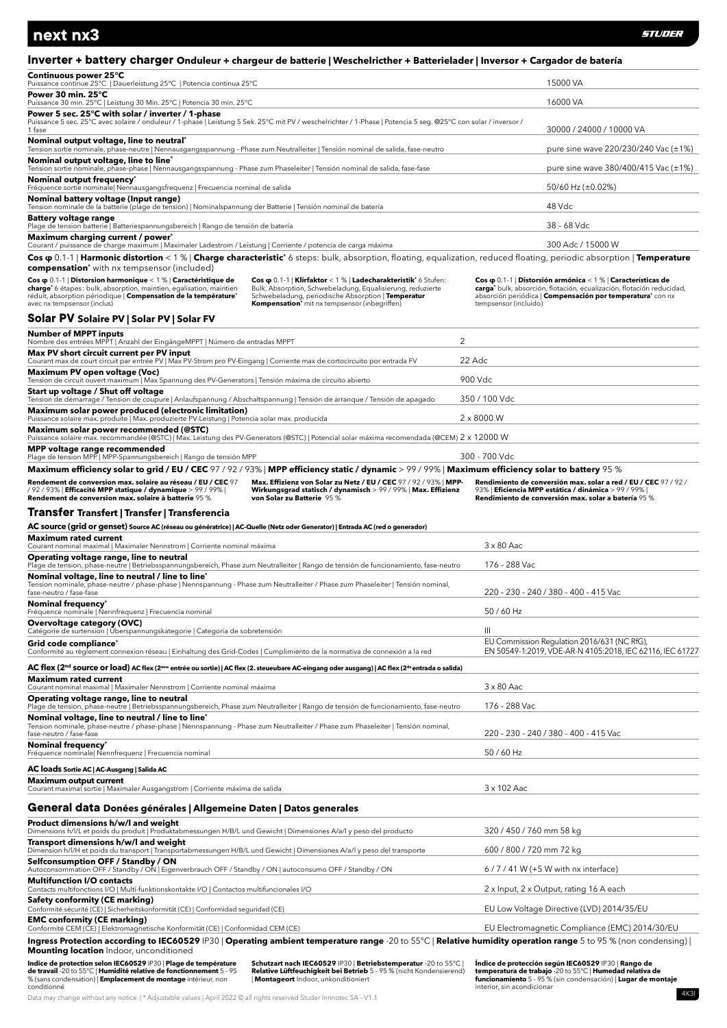# next nx3

STUDER

## Inverter + battery charger Onduleur + chargeur de batterie | Weschelricther + Batterielader | Inversor + Cargador de batería

| | |
|---|---|
| **Continuous power 25°C**<br>Puissance continue 25°C \| Dauerleistung 25°C \| Potencia continua 25°C | 15000 VA |
| **Power 30 min. 25°C**<br>Puissance 30 min. 25°C \| Leistung 30 Min. 25°C \| Potencia 30 min. 25°C | 16000 VA |
| **Power 5 sec. 25°C with solar / inverter / 1-phase**<br>Puissance 5 sec. 25°C avec solaire / onduleur / 1-phase \| Leistung 5 Sek. 25°C mit PV / weschelrichter / 1-Phase \| Potencia 5 seg. @25°C con solar / inversor / 1 fase | 30000 / 24000 / 10000 VA |
| **Nominal output voltage, line to neutral***<br>Tension sortie nominale, phase-neutre \| Nennausgangsspannung - Phase zum Neutralleiter \| Tensión nominal de salida, fase-neutro | pure sine wave 220/230/240 Vac (±1%) |
| **Nominal output voltage, line to line***<br>Tension sortie nominale, phase-phase \| Nennausgangsspannung - Phase zum Phaseleiter \| Tensión nominal de salida, fase-fase | pure sine wave 380/400/415 Vac (±1%) |
| **Nominal output frequency***<br>Fréquence sortie nominale\| Nennausgangsfrequenz \| Frecuencia nominal de salida | 50/60 Hz (±0.02%) |
| **Nominal battery voltage (Input range)**<br>Tension nominale de la batterie (plage de tension) \| Nominalspannung der Batterie \| Tensión nominal de batería | 48 Vdc |
| **Battery voltage range**<br>Plage de tension batterie \| Batteriespannungsbereich \| Rango de tensión de batería | 38 – 68 Vdc |
| **Maximum charging current / power***<br>Courant / puissance de charge maximum \| Maximaler Ladestrom / Leistung \| Corriente / potencia de carga máxima | 300 Adc / 15000 W |

**Cos φ** 0.1-1 | **Harmonic distortion** < 1 % | **Charge characteristic*** 6 steps: bulk, absorption, floating, equalization, reduced floating, periodic absorption | **Temperature compensation*** with nx tempsensor (included)

**Cos φ** 0.1-1 | **Distorsion harmonique** < 1 % | **Caractéristique de charge*** 6 étapes : bulk, absorption, maintien, egalisation, maintien réduit, absorption périodique | **Compensation de la température*** avec nx tempsensor (inclus)

**Cos φ** 0.1-1 | **Klirfaktor** < 1 % | **Ladecharakteristik*** 6 Stufen: Bulk, Absorption, Schwebeladung, Equalisierung, reduzierte Schwebeladung, periodische Absorption | **Temperatur Kompensation*** mit nx tempsensor (inbegriffen)

**Cos φ** 0.1-1 | **Distorsión armónica** < 1 % | **Características de carga*** bulk, absorción, flotación, ecualización, flotación reducida, absorción periódica | **Compensación por temperatura*** con nx tempsensor (incluido)

## Solar PV Solaire PV | Solar PV | Solar FV

| | |
|---|---|
| **Number of MPPT inputs**<br>Nombre des entrées MPPT \| Anzahl der EingängeMPPT \| Número de entradas MPPT | 2 |
| **Max PV short circuit current per PV input**<br>Courant max de court circuit par entrée PV \| Max PV-Strom pro PV-Eingang \| Corriente max de cortocircuito por entrada FV | 22 Adc |
| **Maximum PV open voltage (Voc)**<br>Tension de circuit ouvert maximum \| Max Spannung des PV-Generators \| Tensión máxima de circuito abierto | 900 Vdc |
| **Start up voltage / Shut off voltage**<br>Tension de démarrage / Tension de coupure \| Anlaufspannung / Abschaltspannung \| Tensión de arranque / Tensión de apagado | 350 / 100 Vdc |
| **Maximum solar power produced (electronic limitation)**<br>Puissance solaire max. produite \| Max. produzierte PV-Leistung \| Potencia solar max. producida | 2 x 8000 W |
| **Maximum solar power recommended (@STC)**<br>Puissance solaire max. recommandée (@STC) \| Max. Leistung des PV-Generators (@STC) \| Potencial solar máxima recomendada (@CEM) | 2 x 12000 W |
| **MPP voltage range recommended**<br>Plage de tension MPP \| MPP-Spannungsbereich \| Rango de tensión MPP | 300 - 700 Vdc |

**Maximum efficiency solar to grid / EU / CEC** 97 / 92 / 93% | **MPP efficiency static / dynamic** > 99 / 99% | **Maximum efficiency solar to battery** 95 %

**Rendement de conversion max. solaire au réseau / EU / CEC** 97 / 92 / 93% | **Efficacité MPP statique / dynamique** > 99 / 99% | **Rendement de conversion max. solaire à batterie** 95 %

**Max. Effizienz von Solar zu Netz / EU / CEC** 97 / 92 / 93% | **MPP-Wirkungsgrad statisch / dynamisch** > 99 / 99% | **Max. Effizienz von Solar zu Batterie** 95 %

**Rendimiento de conversión max. solar a red / EU / CEC** 97 / 92 / 93% | **Eficiencia MPP estática / dinámica** > 99 / 99% | **Rendimiento de conversión max. solar a batería** 95 %

## Transfer Transfert | Transfer | Transferencia

**AC source (grid or genset)** Source AC (réseau ou générateur) | AC-Quelle (Netz oder Generator) | Entrada AC (red o generador)

| | |
|---|---|
| **Maximum rated current**<br>Courant nominal maximal \| Maximaler Nennstrom \| Corriente nominal máxima | 3 x 80 Aac |
| **Operating voltage range, line to neutral**<br>Plage de tension, phase-neutre \| Betriebsspannungsbereich, Phase zum Neutralleiter \| Rango de tensión de funcionamiento, fase-neutro | 176 – 288 Vac |
| **Nominal voltage, line to neutral / line to line***<br>Tension nominale, phase-neutre / phase-phase \| Nennspannung - Phase zum Neutralleiter / Phase zum Phaseleiter \| Tensión nominal, fase-neutro / fase-fase | 220 – 230 – 240 / 380 – 400 – 415 Vac |
| **Nominal frequency***<br>Fréquence nominale \| Nennfrequenz \| Frecuencia nominal | 50 / 60 Hz |
| **Overvoltage category (OVC)**<br>Catégorie de surtension \| Überspannungskategorie \| Categoría de sobretensión | III |
| **Grid code compliance***<br>Conformité au règlement connexion réseau \| Einhaltung des Grid-Codes \| Cumplimiento de la normativa de conexión a la red | EU Commission Regulation 2016/631 (NC RfG), EN 50549-1:2019, VDE-AR-N 4105:2018, IEC 62116, IEC 61727 |

**AC flex (2nd source or load)** AC flex (2ème entrée ou sortie) | AC flex (2. steuebare AC-eingang oder ausgang) | AC flex (2da entrada o salida)

| | |
|---|---|
| **Maximum rated current**<br>Courant nominal maximal \| Maximaler Nennstrom \| Corriente nominal máxima | 3 x 80 Aac |
| **Operating voltage range, line to neutral**<br>Plage de tension, phase-neutre \| Betriebsspannungsbereich, Phase zum Neutralleiter \| Rango de tensión de funcionamiento, fase-neutro | 176 – 288 Vac |
| **Nominal voltage, line to neutral / line to line***<br>Tension nominale, phase-neutre / phase-phase \| Nennspannung - Phase zum Neutralleiter / Phase zum Phaseleiter \| Tensión nominal, fase-neutro / fase-fase | 220 – 230 – 240 / 380 – 400 – 415 Vac |
| **Nominal frequency***<br>Fréquence nominale\| Nennfrequenz \| Frecuencia nominal | 50 / 60 Hz |

**AC loads** Sortie AC | AC-Ausgang | Salida AC

| | |
|---|---|
| **Maximum output current**<br>Courant maximal sortie \| Maximaler Ausgangstrom \| Corriente máxima de salida | 3 x 102 Aac |

## General data Donées générales | Allgemeine Daten | Datos generales

| | |
|---|---|
| **Product dimensions h/w/l and weight**<br>Dimensions h/l/L et poids du produit \| Produktabmessungen H/B/L und Gewicht \| Dimensiones A/a/l y peso del producto | 320 / 450 / 760 mm 58 kg |
| **Transport dimensions h/w/l and weight**<br>Dimension h/l/H et poids du transport \| Transportabmessungen H/B/L und Gewicht \| Dimensiones A/a/l y peso del transporte | 600 / 800 / 720 mm 72 kg |
| **Selfconsumption OFF / Standby / ON**<br>Autoconsommation OFF / Standby / ON \| Eigenverbrauch OFF / Standby / ON \| autoconsumo OFF / Standby / ON | 6 / 7 / 41 W (+5 W with nx interface) |
| **Multifunction I/O contacts**<br>Contacts multifonctions I/O \| Multi-funktionskontakte I/O \| Contactos multifuncionales I/O | 2 x Input, 2 x Output, rating 16 A each |
| **Safety conformity (CE marking)**<br>Conformité sécurité (CE) \| Sicherheitskonformität (CE) \| Conformidad seguridad (CE) | EU Low Voltage Directive (LVD) 2014/35/EU |
| **EMC conformity (CE marking)**<br>Conformité CEM (CE) \| Elektromagnetische Konformität (CE) \| Conformidad CEM (CE) | EU Electromagnetic Compliance (EMC) 2014/30/EU |

**Ingress Protection according to IEC60529** IP30 | **Operating ambient temperature range** -20 to 55°C | **Relative humidity operation range** 5 to 95 % (non condensing) | **Mounting location** Indoor, unconditioned

**Indice de protection selon IEC60529** IP30 | **Plage de température de travail** -20 to 55°C | **Humidité relative de fonctionnement** 5 - 95 % (sans condensation) | **Emplacement de montage** intérieur, non conditionné

**Schutzart nach IEC60529** IP30 | **Betriebstemperatur** -20 to 55°C | **Relative Lüftfeuchtigkeit bei Betrieb** 5 - 95 % (nicht Kondensierend) | **Montageort** Indoor, unkonditioniert

**Índice de protección según IEC60529** IP30 | **Rango de temperatura de trabajo** -20 to 55°C | **Humedad relativa de funcionamiento** 5 - 95 % (sin condensación) | **Lugar de montaje** interior, sin acondicionar

Data may change without any notice. | * Adjustable values | April 2022 © all rights reserved Studer Innotec SA – V1.1

4K3I